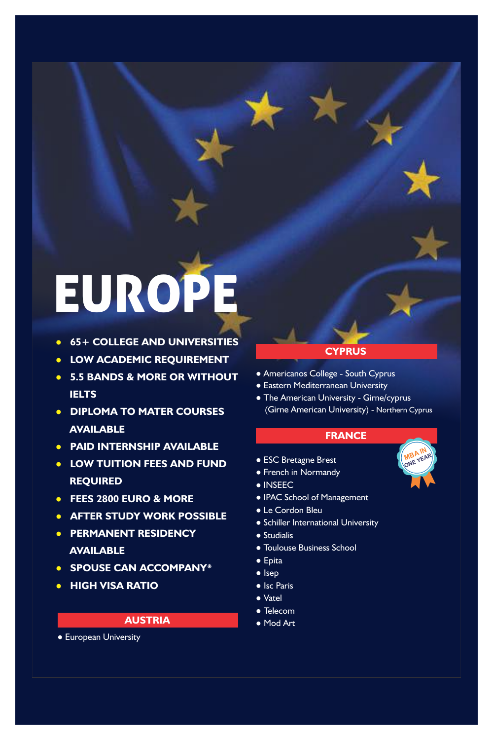# EUROPE

- 65+ COLLEGE AND UNIVERSITIES
- LOW ACADEMIC REQUIREMENT
- 5.5 BANDS & MORE OR WITHOUT IELTS
- DIPLOMA TO MATER COURSES AVAILABLE
- PAID INTERNSHIP AVAILABLE
- LOW TUITION FEES AND FUND REQUIRED
- FEES 2800 EURO & MORE
- AFTER STUDY WORK POSSIBLE
- PERMANENT RESIDENCY AVAILABLE
- SPOUSE CAN ACCOMPANY*
- HIGH VISA RATIO

## AUSTRIA

- European University

## CYPRUS

- Americanos College - South Cyprus
- Eastern Mediterranean University
- The American University - Girne/cyprus (Girne American University) - Northern Cyprus

## FRANCE

MBA IN ONE YEAR

- ESC Bretagne Brest
- French in Normandy
- INSEEC
- IPAC School of Management
- Le Cordon Bleu
- Schiller International University
- Studialis
- Toulouse Business School
- Epita
- Isep
- Isc Paris
- Vatel
- Telecom
- Mod Art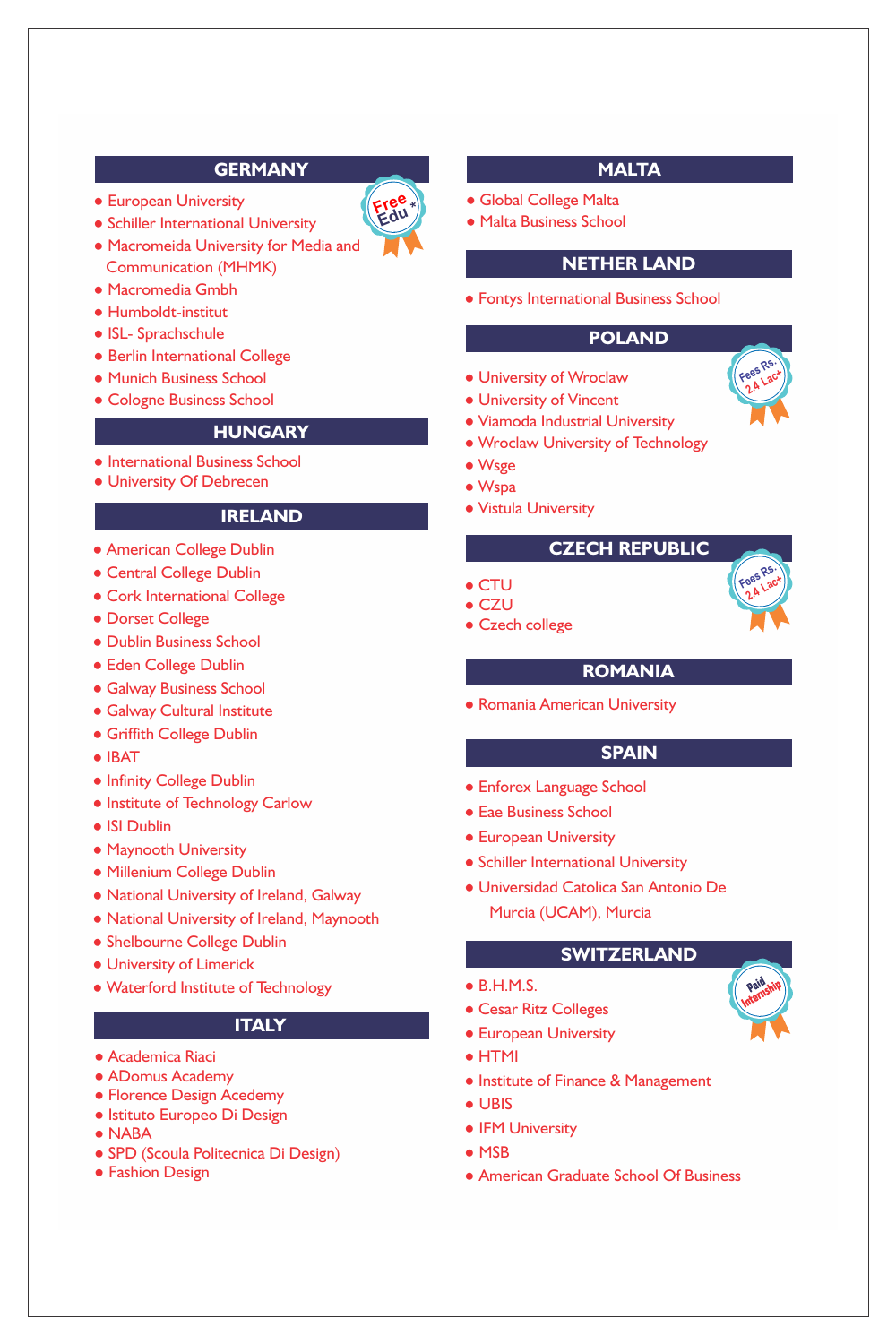## GERMANY

Free Edu *

- European University
- Schiller International University
- Macromeida University for Media and Communication (MHMK)
- Macromedia Gmbh
- Humboldt-institut
- ISL- Sprachschule
- Berlin International College
- Munich Business School
- Cologne Business School

## HUNGARY

- International Business School
- University Of Debrecen

## IRELAND

- American College Dublin
- Central College Dublin
- Cork International College
- Dorset College
- Dublin Business School
- Eden College Dublin
- Galway Business School
- Galway Cultural Institute
- Griffith College Dublin
- IBAT
- Infinity College Dublin
- Institute of Technology Carlow
- ISI Dublin
- Maynooth University
- Millenium College Dublin
- National University of Ireland, Galway
- National University of Ireland, Maynooth
- Shelbourne College Dublin
- University of Limerick
- Waterford Institute of Technology

## ITALY

- Academica Riaci
- ADomus Academy
- Florence Design Acedemy
- Istituto Europeo Di Design
- NABA
- SPD (Scoula Politecnica Di Design)
- Fashion Design

## MALTA

- Global College Malta
- Malta Business School

## NETHER LAND

- Fontys International Business School

## POLAND

Fees Rs. 2.4 Lac*

- University of Wroclaw
- University of Vincent
- Viamoda Industrial University
- Wroclaw University of Technology
- Wsge
- Wspa
- Vistula University

## CZECH REPUBLIC

Fees Rs. 2.4 Lac*

- CTU
- CZU
- Czech college

## ROMANIA

- Romania American University

## SPAIN

- Enforex Language School
- Eae Business School
- European University
- Schiller International University
- Universidad Catolica San Antonio De Murcia (UCAM), Murcia

## SWITZERLAND

Paid Internship

- B.H.M.S.
- Cesar Ritz Colleges
- European University
- HTMI
- Institute of Finance & Management
- UBIS
- IFM University
- MSB
- American Graduate School Of Business